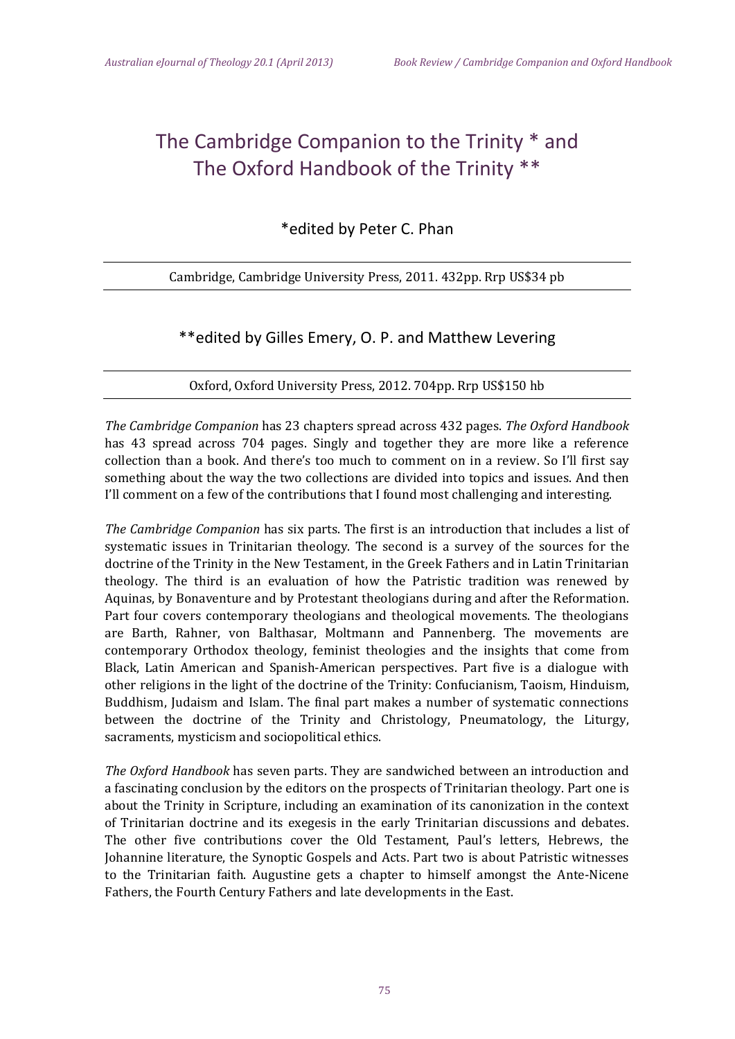# The Cambridge Companion to the Trinity * and The Oxford Handbook of the Trinity **

*edited by Peter C. Phan

Cambridge, Cambridge University Press, 2011. 432pp. Rrp US$34 pb

**edited by Gilles Emery, O. P. and Matthew Levering

Oxford, Oxford University Press, 2012. 704pp. Rrp US$150 hb

*The Cambridge Companion* has 23 chapters spread across 432 pages. *The Oxford Handbook* has 43 spread across 704 pages. Singly and together they are more like a reference collection than a book. And there's too much to comment on in a review. So I'll first say something about the way the two collections are divided into topics and issues. And then I'll comment on a few of the contributions that I found most challenging and interesting.

*The Cambridge Companion* has six parts. The first is an introduction that includes a list of systematic issues in Trinitarian theology. The second is a survey of the sources for the doctrine of the Trinity in the New Testament, in the Greek Fathers and in Latin Trinitarian theology. The third is an evaluation of how the Patristic tradition was renewed by Aquinas, by Bonaventure and by Protestant theologians during and after the Reformation. Part four covers contemporary theologians and theological movements. The theologians are Barth, Rahner, von Balthasar, Moltmann and Pannenberg. The movements are contemporary Orthodox theology, feminist theologies and the insights that come from Black, Latin American and Spanish-American perspectives. Part five is a dialogue with other religions in the light of the doctrine of the Trinity: Confucianism, Taoism, Hinduism, Buddhism, Judaism and Islam. The final part makes a number of systematic connections between the doctrine of the Trinity and Christology, Pneumatology, the Liturgy, sacraments, mysticism and sociopolitical ethics.

*The Oxford Handbook* has seven parts. They are sandwiched between an introduction and a fascinating conclusion by the editors on the prospects of Trinitarian theology. Part one is about the Trinity in Scripture, including an examination of its canonization in the context of Trinitarian doctrine and its exegesis in the early Trinitarian discussions and debates. The other five contributions cover the Old Testament, Paul's letters, Hebrews, the Johannine literature, the Synoptic Gospels and Acts. Part two is about Patristic witnesses to the Trinitarian faith. Augustine gets a chapter to himself amongst the Ante-Nicene Fathers, the Fourth Century Fathers and late developments in the East.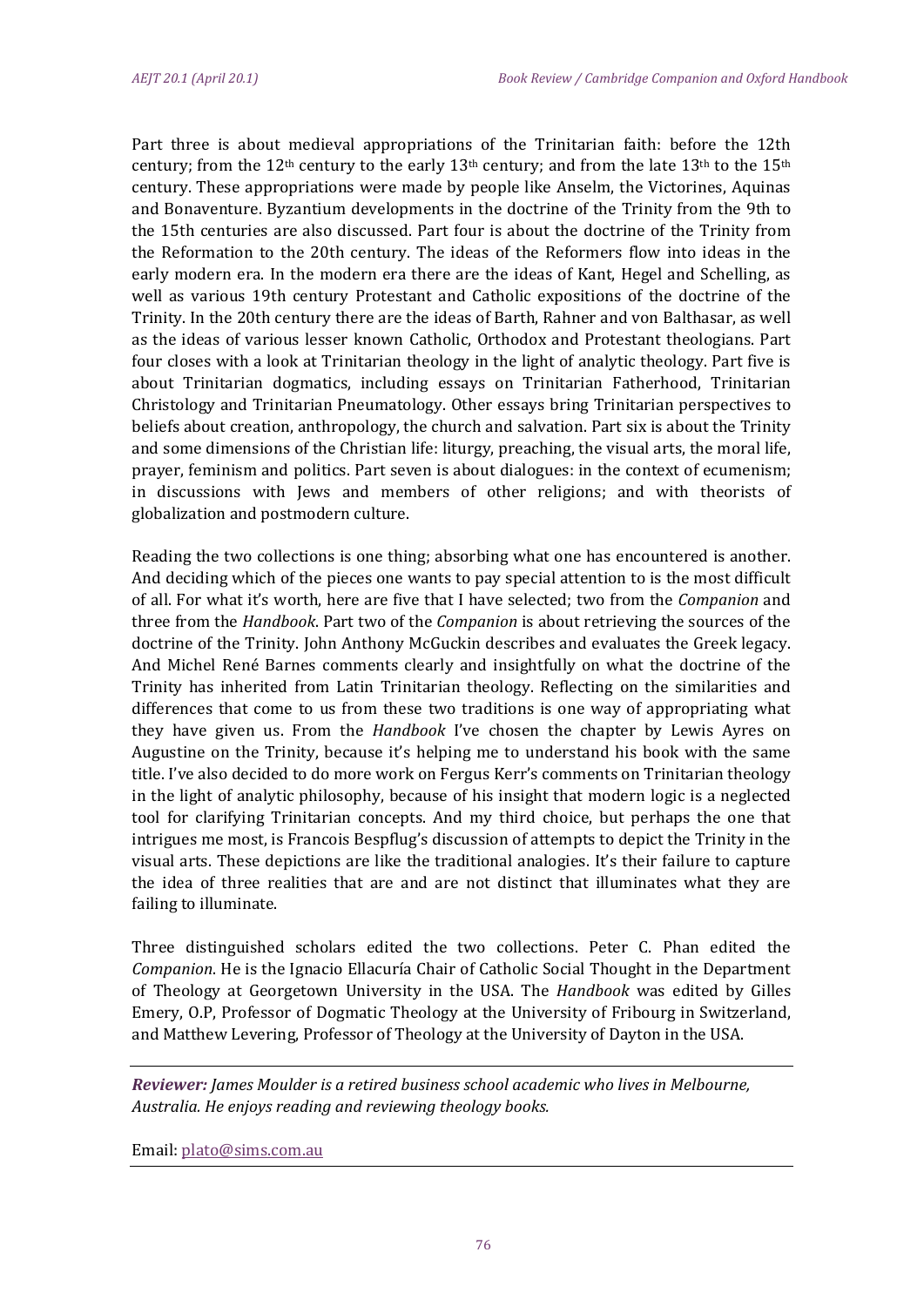Part three is about medieval appropriations of the Trinitarian faith: before the 12th century; from the 12th century to the early 13th century; and from the late 13th to the 15th century. These appropriations were made by people like Anselm, the Victorines, Aquinas and Bonaventure. Byzantium developments in the doctrine of the Trinity from the 9th to the 15th centuries are also discussed. Part four is about the doctrine of the Trinity from the Reformation to the 20th century. The ideas of the Reformers flow into ideas in the early modern era. In the modern era there are the ideas of Kant, Hegel and Schelling, as well as various 19th century Protestant and Catholic expositions of the doctrine of the Trinity. In the 20th century there are the ideas of Barth, Rahner and von Balthasar, as well as the ideas of various lesser known Catholic, Orthodox and Protestant theologians. Part four closes with a look at Trinitarian theology in the light of analytic theology. Part five is about Trinitarian dogmatics, including essays on Trinitarian Fatherhood, Trinitarian Christology and Trinitarian Pneumatology. Other essays bring Trinitarian perspectives to beliefs about creation, anthropology, the church and salvation. Part six is about the Trinity and some dimensions of the Christian life: liturgy, preaching, the visual arts, the moral life, prayer, feminism and politics. Part seven is about dialogues: in the context of ecumenism; in discussions with Jews and members of other religions; and with theorists of globalization and postmodern culture.

Reading the two collections is one thing; absorbing what one has encountered is another. And deciding which of the pieces one wants to pay special attention to is the most difficult of all. For what it's worth, here are five that I have selected; two from the *Companion* and three from the *Handbook*. Part two of the *Companion* is about retrieving the sources of the doctrine of the Trinity. John Anthony McGuckin describes and evaluates the Greek legacy. And Michel René Barnes comments clearly and insightfully on what the doctrine of the Trinity has inherited from Latin Trinitarian theology. Reflecting on the similarities and differences that come to us from these two traditions is one way of appropriating what they have given us. From the *Handbook* I've chosen the chapter by Lewis Ayres on Augustine on the Trinity, because it's helping me to understand his book with the same title. I've also decided to do more work on Fergus Kerr's comments on Trinitarian theology in the light of analytic philosophy, because of his insight that modern logic is a neglected tool for clarifying Trinitarian concepts. And my third choice, but perhaps the one that intrigues me most, is Francois Bespflug's discussion of attempts to depict the Trinity in the visual arts. These depictions are like the traditional analogies. It's their failure to capture the idea of three realities that are and are not distinct that illuminates what they are failing to illuminate.

Three distinguished scholars edited the two collections. Peter C. Phan edited the *Companion*. He is the Ignacio Ellacuría Chair of Catholic Social Thought in the Department of Theology at Georgetown University in the USA. The *Handbook* was edited by Gilles Emery, O.P, Professor of Dogmatic Theology at the University of Fribourg in Switzerland, and Matthew Levering, Professor of Theology at the University of Dayton in the USA.

***Reviewer:** James Moulder is a retired business school academic who lives in Melbourne, Australia. He enjoys reading and reviewing theology books.*

Email: plato@sims.com.au